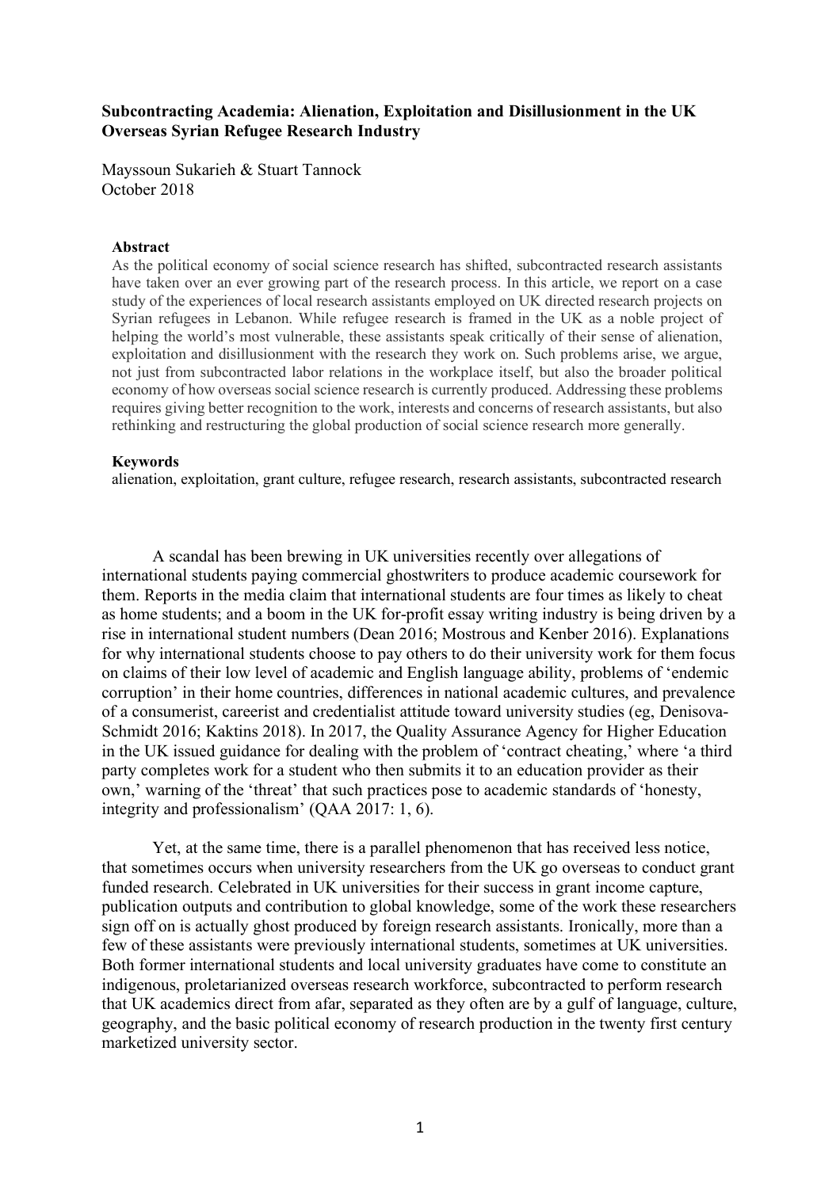# Subcontracting Academia: Alienation, Exploitation and Disillusionment in the UK Overseas Syrian Refugee Research Industry

Mayssoun Sukarieh & Stuart Tannock
October 2018

**Abstract**

As the political economy of social science research has shifted, subcontracted research assistants have taken over an ever growing part of the research process. In this article, we report on a case study of the experiences of local research assistants employed on UK directed research projects on Syrian refugees in Lebanon. While refugee research is framed in the UK as a noble project of helping the world's most vulnerable, these assistants speak critically of their sense of alienation, exploitation and disillusionment with the research they work on. Such problems arise, we argue, not just from subcontracted labor relations in the workplace itself, but also the broader political economy of how overseas social science research is currently produced. Addressing these problems requires giving better recognition to the work, interests and concerns of research assistants, but also rethinking and restructuring the global production of social science research more generally.

**Keywords**

alienation, exploitation, grant culture, refugee research, research assistants, subcontracted research

A scandal has been brewing in UK universities recently over allegations of international students paying commercial ghostwriters to produce academic coursework for them. Reports in the media claim that international students are four times as likely to cheat as home students; and a boom in the UK for-profit essay writing industry is being driven by a rise in international student numbers (Dean 2016; Mostrous and Kenber 2016). Explanations for why international students choose to pay others to do their university work for them focus on claims of their low level of academic and English language ability, problems of 'endemic corruption' in their home countries, differences in national academic cultures, and prevalence of a consumerist, careerist and credentialist attitude toward university studies (eg, Denisova-Schmidt 2016; Kaktins 2018). In 2017, the Quality Assurance Agency for Higher Education in the UK issued guidance for dealing with the problem of 'contract cheating,' where 'a third party completes work for a student who then submits it to an education provider as their own,' warning of the 'threat' that such practices pose to academic standards of 'honesty, integrity and professionalism' (QAA 2017: 1, 6).

Yet, at the same time, there is a parallel phenomenon that has received less notice, that sometimes occurs when university researchers from the UK go overseas to conduct grant funded research. Celebrated in UK universities for their success in grant income capture, publication outputs and contribution to global knowledge, some of the work these researchers sign off on is actually ghost produced by foreign research assistants. Ironically, more than a few of these assistants were previously international students, sometimes at UK universities. Both former international students and local university graduates have come to constitute an indigenous, proletarianized overseas research workforce, subcontracted to perform research that UK academics direct from afar, separated as they often are by a gulf of language, culture, geography, and the basic political economy of research production in the twenty first century marketized university sector.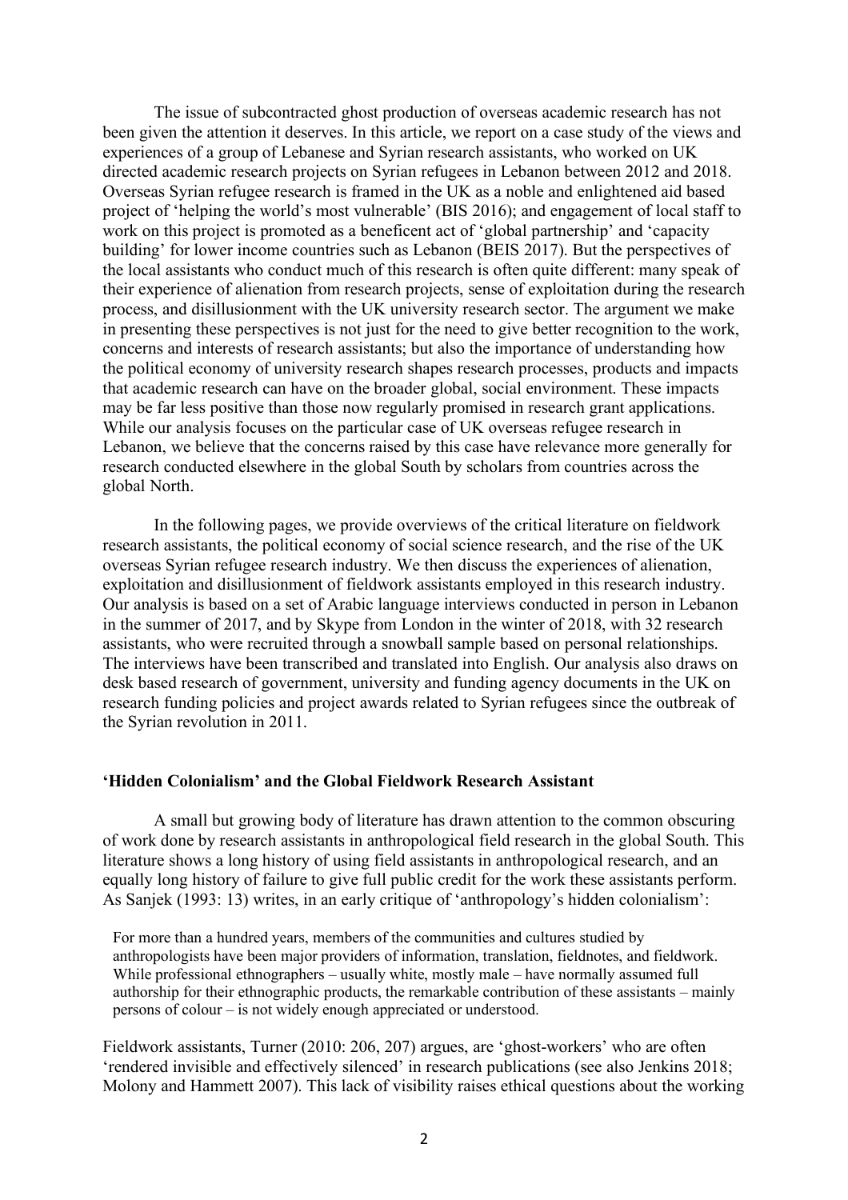The issue of subcontracted ghost production of overseas academic research has not been given the attention it deserves. In this article, we report on a case study of the views and experiences of a group of Lebanese and Syrian research assistants, who worked on UK directed academic research projects on Syrian refugees in Lebanon between 2012 and 2018. Overseas Syrian refugee research is framed in the UK as a noble and enlightened aid based project of 'helping the world's most vulnerable' (BIS 2016); and engagement of local staff to work on this project is promoted as a beneficent act of 'global partnership' and 'capacity building' for lower income countries such as Lebanon (BEIS 2017). But the perspectives of the local assistants who conduct much of this research is often quite different: many speak of their experience of alienation from research projects, sense of exploitation during the research process, and disillusionment with the UK university research sector. The argument we make in presenting these perspectives is not just for the need to give better recognition to the work, concerns and interests of research assistants; but also the importance of understanding how the political economy of university research shapes research processes, products and impacts that academic research can have on the broader global, social environment. These impacts may be far less positive than those now regularly promised in research grant applications. While our analysis focuses on the particular case of UK overseas refugee research in Lebanon, we believe that the concerns raised by this case have relevance more generally for research conducted elsewhere in the global South by scholars from countries across the global North.

In the following pages, we provide overviews of the critical literature on fieldwork research assistants, the political economy of social science research, and the rise of the UK overseas Syrian refugee research industry. We then discuss the experiences of alienation, exploitation and disillusionment of fieldwork assistants employed in this research industry. Our analysis is based on a set of Arabic language interviews conducted in person in Lebanon in the summer of 2017, and by Skype from London in the winter of 2018, with 32 research assistants, who were recruited through a snowball sample based on personal relationships. The interviews have been transcribed and translated into English. Our analysis also draws on desk based research of government, university and funding agency documents in the UK on research funding policies and project awards related to Syrian refugees since the outbreak of the Syrian revolution in 2011.

## 'Hidden Colonialism' and the Global Fieldwork Research Assistant

A small but growing body of literature has drawn attention to the common obscuring of work done by research assistants in anthropological field research in the global South. This literature shows a long history of using field assistants in anthropological research, and an equally long history of failure to give full public credit for the work these assistants perform. As Sanjek (1993: 13) writes, in an early critique of 'anthropology's hidden colonialism':

> For more than a hundred years, members of the communities and cultures studied by anthropologists have been major providers of information, translation, fieldnotes, and fieldwork. While professional ethnographers – usually white, mostly male – have normally assumed full authorship for their ethnographic products, the remarkable contribution of these assistants – mainly persons of colour – is not widely enough appreciated or understood.

Fieldwork assistants, Turner (2010: 206, 207) argues, are 'ghost-workers' who are often 'rendered invisible and effectively silenced' in research publications (see also Jenkins 2018; Molony and Hammett 2007). This lack of visibility raises ethical questions about the working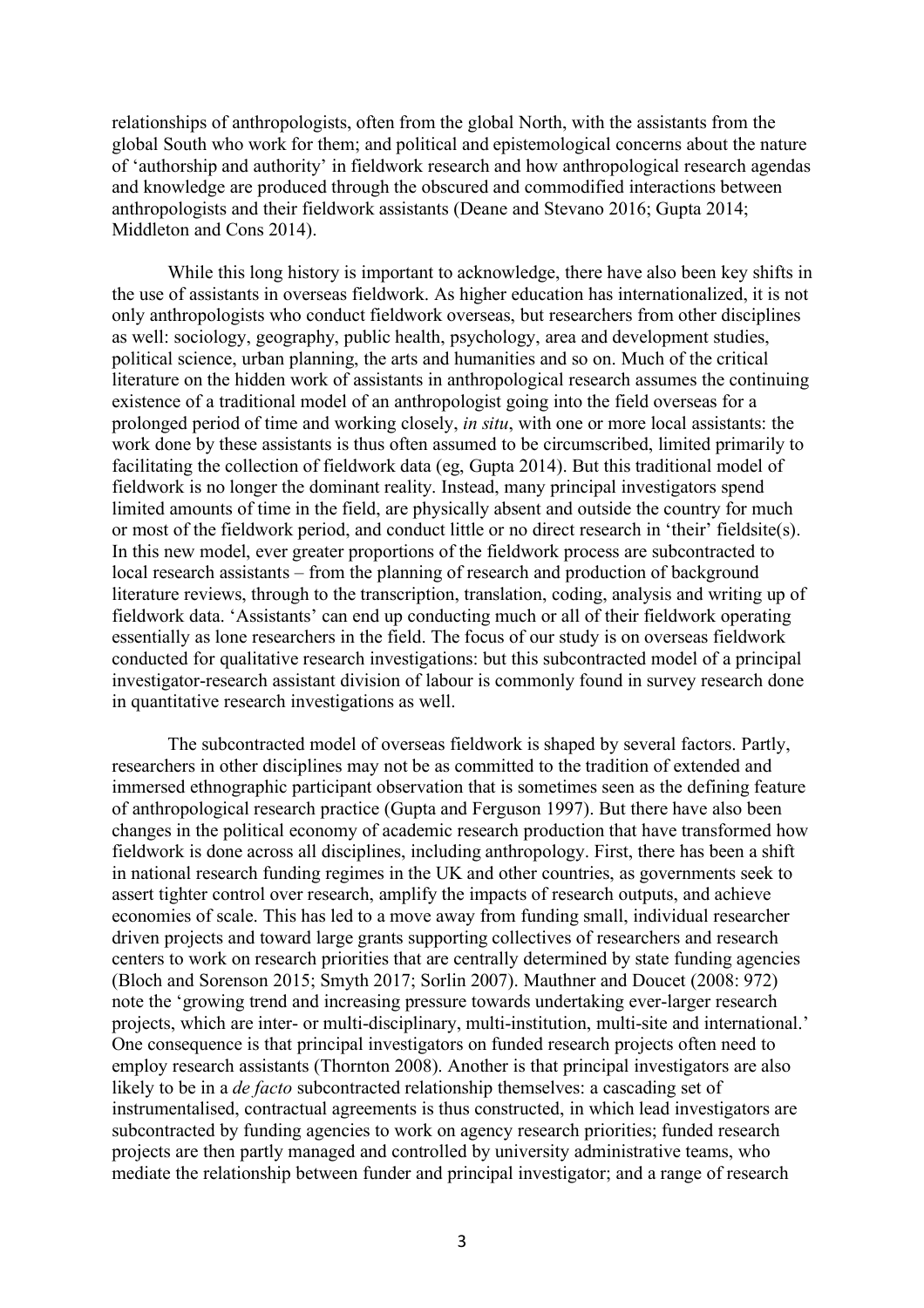relationships of anthropologists, often from the global North, with the assistants from the global South who work for them; and political and epistemological concerns about the nature of 'authorship and authority' in fieldwork research and how anthropological research agendas and knowledge are produced through the obscured and commodified interactions between anthropologists and their fieldwork assistants (Deane and Stevano 2016; Gupta 2014; Middleton and Cons 2014).

While this long history is important to acknowledge, there have also been key shifts in the use of assistants in overseas fieldwork. As higher education has internationalized, it is not only anthropologists who conduct fieldwork overseas, but researchers from other disciplines as well: sociology, geography, public health, psychology, area and development studies, political science, urban planning, the arts and humanities and so on. Much of the critical literature on the hidden work of assistants in anthropological research assumes the continuing existence of a traditional model of an anthropologist going into the field overseas for a prolonged period of time and working closely, *in situ*, with one or more local assistants: the work done by these assistants is thus often assumed to be circumscribed, limited primarily to facilitating the collection of fieldwork data (eg, Gupta 2014). But this traditional model of fieldwork is no longer the dominant reality. Instead, many principal investigators spend limited amounts of time in the field, are physically absent and outside the country for much or most of the fieldwork period, and conduct little or no direct research in 'their' fieldsite(s). In this new model, ever greater proportions of the fieldwork process are subcontracted to local research assistants – from the planning of research and production of background literature reviews, through to the transcription, translation, coding, analysis and writing up of fieldwork data. 'Assistants' can end up conducting much or all of their fieldwork operating essentially as lone researchers in the field. The focus of our study is on overseas fieldwork conducted for qualitative research investigations: but this subcontracted model of a principal investigator-research assistant division of labour is commonly found in survey research done in quantitative research investigations as well.

The subcontracted model of overseas fieldwork is shaped by several factors. Partly, researchers in other disciplines may not be as committed to the tradition of extended and immersed ethnographic participant observation that is sometimes seen as the defining feature of anthropological research practice (Gupta and Ferguson 1997). But there have also been changes in the political economy of academic research production that have transformed how fieldwork is done across all disciplines, including anthropology. First, there has been a shift in national research funding regimes in the UK and other countries, as governments seek to assert tighter control over research, amplify the impacts of research outputs, and achieve economies of scale. This has led to a move away from funding small, individual researcher driven projects and toward large grants supporting collectives of researchers and research centers to work on research priorities that are centrally determined by state funding agencies (Bloch and Sorenson 2015; Smyth 2017; Sorlin 2007). Mauthner and Doucet (2008: 972) note the 'growing trend and increasing pressure towards undertaking ever-larger research projects, which are inter- or multi-disciplinary, multi-institution, multi-site and international.' One consequence is that principal investigators on funded research projects often need to employ research assistants (Thornton 2008). Another is that principal investigators are also likely to be in a *de facto* subcontracted relationship themselves: a cascading set of instrumentalised, contractual agreements is thus constructed, in which lead investigators are subcontracted by funding agencies to work on agency research priorities; funded research projects are then partly managed and controlled by university administrative teams, who mediate the relationship between funder and principal investigator; and a range of research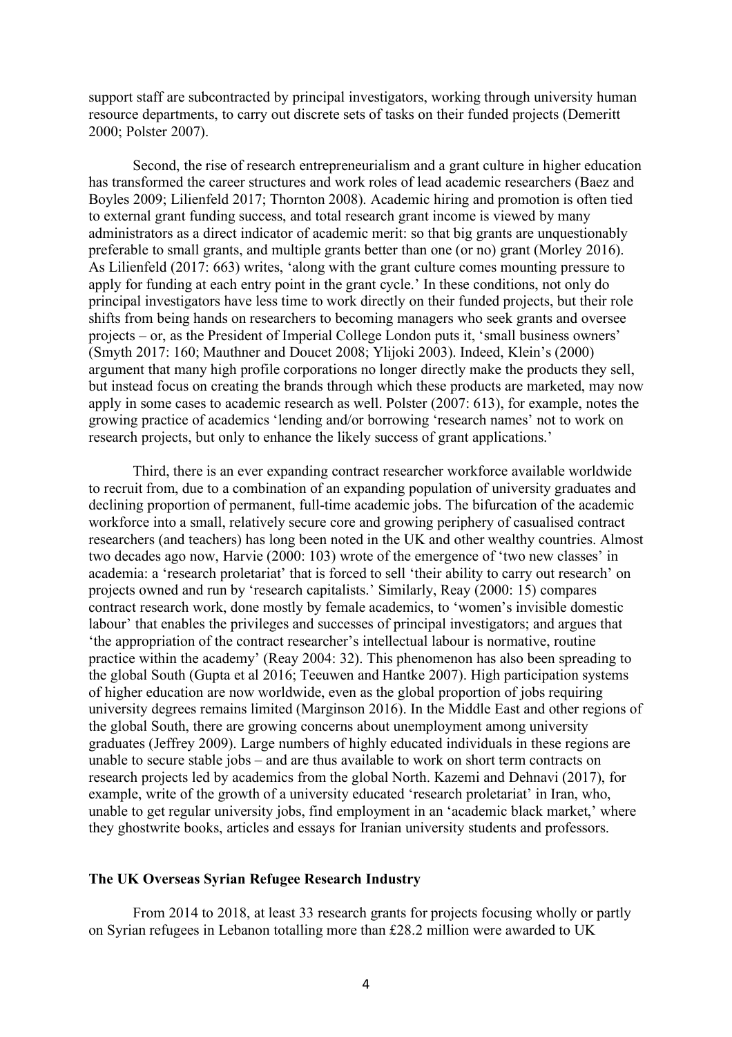support staff are subcontracted by principal investigators, working through university human resource departments, to carry out discrete sets of tasks on their funded projects (Demeritt 2000; Polster 2007).

Second, the rise of research entrepreneurialism and a grant culture in higher education has transformed the career structures and work roles of lead academic researchers (Baez and Boyles 2009; Lilienfeld 2017; Thornton 2008). Academic hiring and promotion is often tied to external grant funding success, and total research grant income is viewed by many administrators as a direct indicator of academic merit: so that big grants are unquestionably preferable to small grants, and multiple grants better than one (or no) grant (Morley 2016). As Lilienfeld (2017: 663) writes, 'along with the grant culture comes mounting pressure to apply for funding at each entry point in the grant cycle.' In these conditions, not only do principal investigators have less time to work directly on their funded projects, but their role shifts from being hands on researchers to becoming managers who seek grants and oversee projects – or, as the President of Imperial College London puts it, 'small business owners' (Smyth 2017: 160; Mauthner and Doucet 2008; Ylijoki 2003). Indeed, Klein's (2000) argument that many high profile corporations no longer directly make the products they sell, but instead focus on creating the brands through which these products are marketed, may now apply in some cases to academic research as well. Polster (2007: 613), for example, notes the growing practice of academics 'lending and/or borrowing 'research names' not to work on research projects, but only to enhance the likely success of grant applications.'

Third, there is an ever expanding contract researcher workforce available worldwide to recruit from, due to a combination of an expanding population of university graduates and declining proportion of permanent, full-time academic jobs. The bifurcation of the academic workforce into a small, relatively secure core and growing periphery of casualised contract researchers (and teachers) has long been noted in the UK and other wealthy countries. Almost two decades ago now, Harvie (2000: 103) wrote of the emergence of 'two new classes' in academia: a 'research proletariat' that is forced to sell 'their ability to carry out research' on projects owned and run by 'research capitalists.' Similarly, Reay (2000: 15) compares contract research work, done mostly by female academics, to 'women's invisible domestic labour' that enables the privileges and successes of principal investigators; and argues that 'the appropriation of the contract researcher's intellectual labour is normative, routine practice within the academy' (Reay 2004: 32). This phenomenon has also been spreading to the global South (Gupta et al 2016; Teeuwen and Hantke 2007). High participation systems of higher education are now worldwide, even as the global proportion of jobs requiring university degrees remains limited (Marginson 2016). In the Middle East and other regions of the global South, there are growing concerns about unemployment among university graduates (Jeffrey 2009). Large numbers of highly educated individuals in these regions are unable to secure stable jobs – and are thus available to work on short term contracts on research projects led by academics from the global North. Kazemi and Dehnavi (2017), for example, write of the growth of a university educated 'research proletariat' in Iran, who, unable to get regular university jobs, find employment in an 'academic black market,' where they ghostwrite books, articles and essays for Iranian university students and professors.

## The UK Overseas Syrian Refugee Research Industry

From 2014 to 2018, at least 33 research grants for projects focusing wholly or partly on Syrian refugees in Lebanon totalling more than £28.2 million were awarded to UK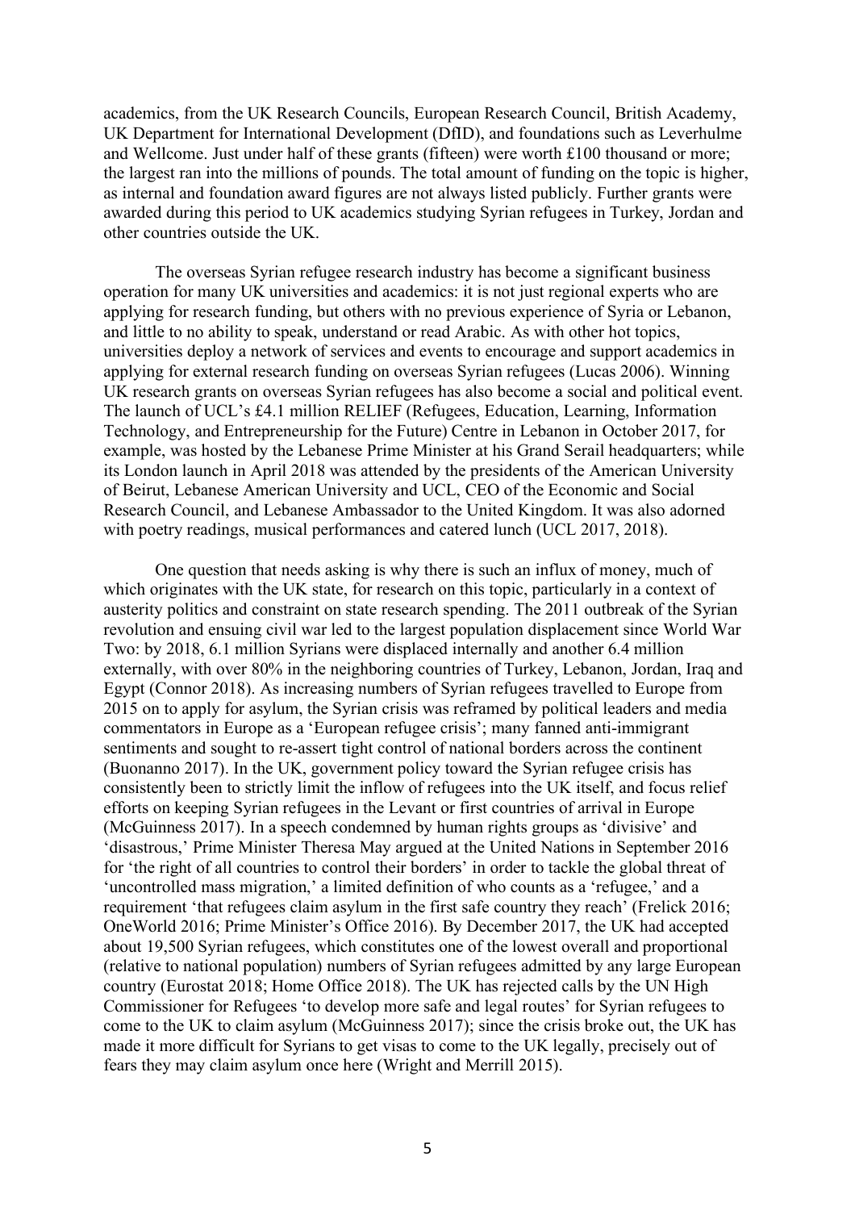academics, from the UK Research Councils, European Research Council, British Academy, UK Department for International Development (DfID), and foundations such as Leverhulme and Wellcome. Just under half of these grants (fifteen) were worth £100 thousand or more; the largest ran into the millions of pounds. The total amount of funding on the topic is higher, as internal and foundation award figures are not always listed publicly. Further grants were awarded during this period to UK academics studying Syrian refugees in Turkey, Jordan and other countries outside the UK.

The overseas Syrian refugee research industry has become a significant business operation for many UK universities and academics: it is not just regional experts who are applying for research funding, but others with no previous experience of Syria or Lebanon, and little to no ability to speak, understand or read Arabic. As with other hot topics, universities deploy a network of services and events to encourage and support academics in applying for external research funding on overseas Syrian refugees (Lucas 2006). Winning UK research grants on overseas Syrian refugees has also become a social and political event. The launch of UCL's £4.1 million RELIEF (Refugees, Education, Learning, Information Technology, and Entrepreneurship for the Future) Centre in Lebanon in October 2017, for example, was hosted by the Lebanese Prime Minister at his Grand Serail headquarters; while its London launch in April 2018 was attended by the presidents of the American University of Beirut, Lebanese American University and UCL, CEO of the Economic and Social Research Council, and Lebanese Ambassador to the United Kingdom. It was also adorned with poetry readings, musical performances and catered lunch (UCL 2017, 2018).

One question that needs asking is why there is such an influx of money, much of which originates with the UK state, for research on this topic, particularly in a context of austerity politics and constraint on state research spending. The 2011 outbreak of the Syrian revolution and ensuing civil war led to the largest population displacement since World War Two: by 2018, 6.1 million Syrians were displaced internally and another 6.4 million externally, with over 80% in the neighboring countries of Turkey, Lebanon, Jordan, Iraq and Egypt (Connor 2018). As increasing numbers of Syrian refugees travelled to Europe from 2015 on to apply for asylum, the Syrian crisis was reframed by political leaders and media commentators in Europe as a 'European refugee crisis'; many fanned anti-immigrant sentiments and sought to re-assert tight control of national borders across the continent (Buonanno 2017). In the UK, government policy toward the Syrian refugee crisis has consistently been to strictly limit the inflow of refugees into the UK itself, and focus relief efforts on keeping Syrian refugees in the Levant or first countries of arrival in Europe (McGuinness 2017). In a speech condemned by human rights groups as 'divisive' and 'disastrous,' Prime Minister Theresa May argued at the United Nations in September 2016 for 'the right of all countries to control their borders' in order to tackle the global threat of 'uncontrolled mass migration,' a limited definition of who counts as a 'refugee,' and a requirement 'that refugees claim asylum in the first safe country they reach' (Frelick 2016; OneWorld 2016; Prime Minister's Office 2016). By December 2017, the UK had accepted about 19,500 Syrian refugees, which constitutes one of the lowest overall and proportional (relative to national population) numbers of Syrian refugees admitted by any large European country (Eurostat 2018; Home Office 2018). The UK has rejected calls by the UN High Commissioner for Refugees 'to develop more safe and legal routes' for Syrian refugees to come to the UK to claim asylum (McGuinness 2017); since the crisis broke out, the UK has made it more difficult for Syrians to get visas to come to the UK legally, precisely out of fears they may claim asylum once here (Wright and Merrill 2015).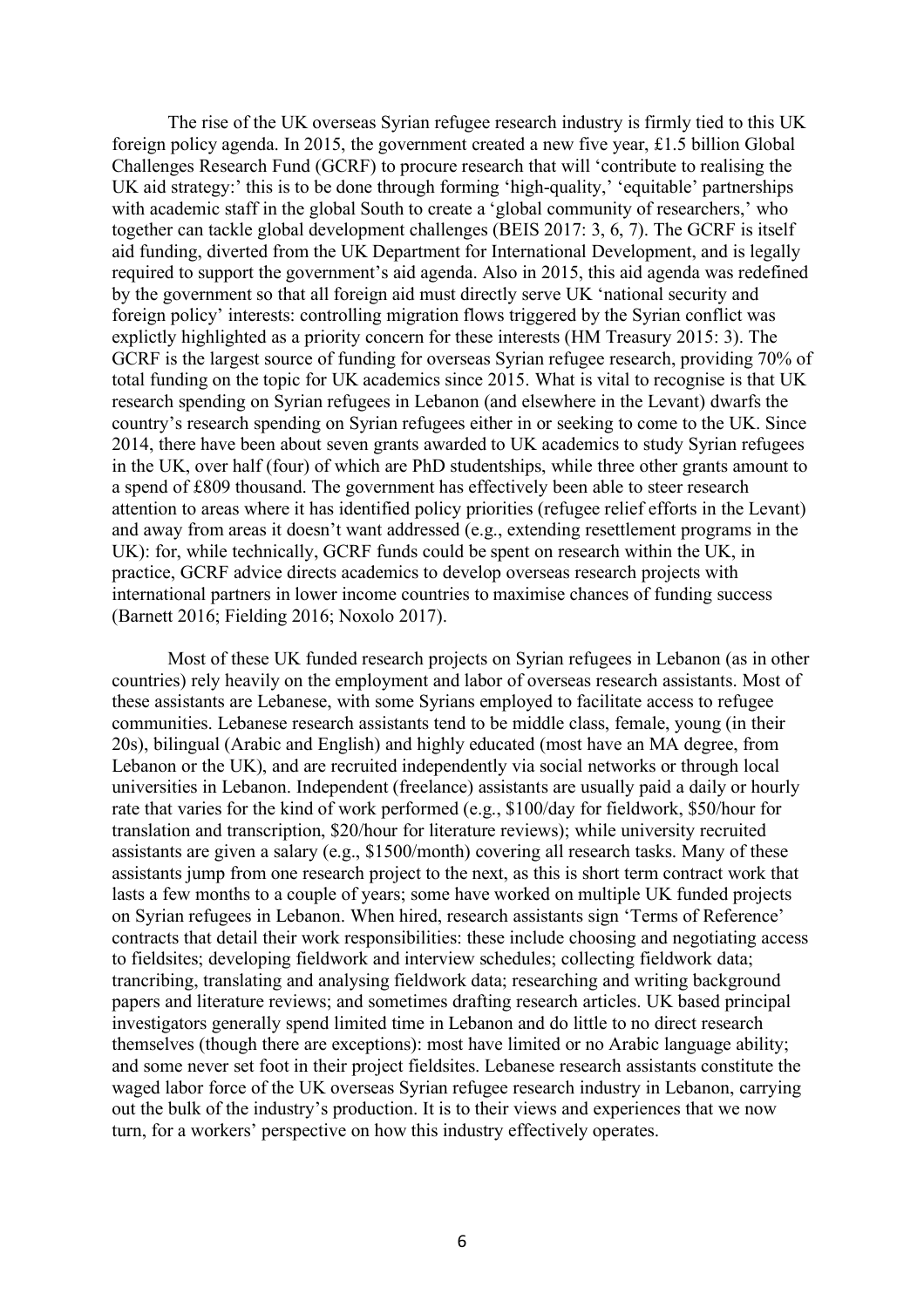The rise of the UK overseas Syrian refugee research industry is firmly tied to this UK foreign policy agenda. In 2015, the government created a new five year, £1.5 billion Global Challenges Research Fund (GCRF) to procure research that will 'contribute to realising the UK aid strategy:' this is to be done through forming 'high-quality,' 'equitable' partnerships with academic staff in the global South to create a 'global community of researchers,' who together can tackle global development challenges (BEIS 2017: 3, 6, 7). The GCRF is itself aid funding, diverted from the UK Department for International Development, and is legally required to support the government's aid agenda. Also in 2015, this aid agenda was redefined by the government so that all foreign aid must directly serve UK 'national security and foreign policy' interests: controlling migration flows triggered by the Syrian conflict was explictly highlighted as a priority concern for these interests (HM Treasury 2015: 3). The GCRF is the largest source of funding for overseas Syrian refugee research, providing 70% of total funding on the topic for UK academics since 2015. What is vital to recognise is that UK research spending on Syrian refugees in Lebanon (and elsewhere in the Levant) dwarfs the country's research spending on Syrian refugees either in or seeking to come to the UK. Since 2014, there have been about seven grants awarded to UK academics to study Syrian refugees in the UK, over half (four) of which are PhD studentships, while three other grants amount to a spend of £809 thousand. The government has effectively been able to steer research attention to areas where it has identified policy priorities (refugee relief efforts in the Levant) and away from areas it doesn't want addressed (e.g., extending resettlement programs in the UK): for, while technically, GCRF funds could be spent on research within the UK, in practice, GCRF advice directs academics to develop overseas research projects with international partners in lower income countries to maximise chances of funding success (Barnett 2016; Fielding 2016; Noxolo 2017).

Most of these UK funded research projects on Syrian refugees in Lebanon (as in other countries) rely heavily on the employment and labor of overseas research assistants. Most of these assistants are Lebanese, with some Syrians employed to facilitate access to refugee communities. Lebanese research assistants tend to be middle class, female, young (in their 20s), bilingual (Arabic and English) and highly educated (most have an MA degree, from Lebanon or the UK), and are recruited independently via social networks or through local universities in Lebanon. Independent (freelance) assistants are usually paid a daily or hourly rate that varies for the kind of work performed (e.g., \$100/day for fieldwork, \$50/hour for translation and transcription, \$20/hour for literature reviews); while university recruited assistants are given a salary (e.g., \$1500/month) covering all research tasks. Many of these assistants jump from one research project to the next, as this is short term contract work that lasts a few months to a couple of years; some have worked on multiple UK funded projects on Syrian refugees in Lebanon. When hired, research assistants sign 'Terms of Reference' contracts that detail their work responsibilities: these include choosing and negotiating access to fieldsites; developing fieldwork and interview schedules; collecting fieldwork data; trancribing, translating and analysing fieldwork data; researching and writing background papers and literature reviews; and sometimes drafting research articles. UK based principal investigators generally spend limited time in Lebanon and do little to no direct research themselves (though there are exceptions): most have limited or no Arabic language ability; and some never set foot in their project fieldsites. Lebanese research assistants constitute the waged labor force of the UK overseas Syrian refugee research industry in Lebanon, carrying out the bulk of the industry's production. It is to their views and experiences that we now turn, for a workers' perspective on how this industry effectively operates.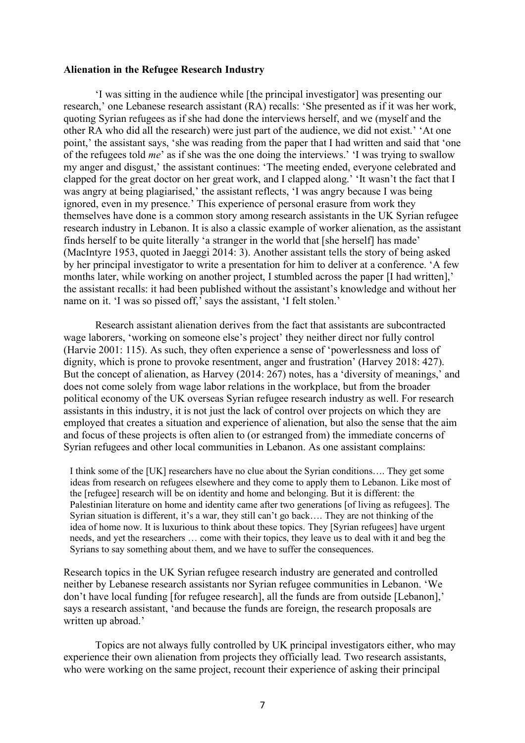**Alienation in the Refugee Research Industry**

'I was sitting in the audience while [the principal investigator] was presenting our research,' one Lebanese research assistant (RA) recalls: 'She presented as if it was her work, quoting Syrian refugees as if she had done the interviews herself, and we (myself and the other RA who did all the research) were just part of the audience, we did not exist.' 'At one point,' the assistant says, 'she was reading from the paper that I had written and said that 'one of the refugees told *me*' as if she was the one doing the interviews.' 'I was trying to swallow my anger and disgust,' the assistant continues: 'The meeting ended, everyone celebrated and clapped for the great doctor on her great work, and I clapped along.' 'It wasn't the fact that I was angry at being plagiarised,' the assistant reflects, 'I was angry because I was being ignored, even in my presence.' This experience of personal erasure from work they themselves have done is a common story among research assistants in the UK Syrian refugee research industry in Lebanon. It is also a classic example of worker alienation, as the assistant finds herself to be quite literally 'a stranger in the world that [she herself] has made' (MacIntyre 1953, quoted in Jaeggi 2014: 3). Another assistant tells the story of being asked by her principal investigator to write a presentation for him to deliver at a conference. 'A few months later, while working on another project, I stumbled across the paper [I had written],' the assistant recalls: it had been published without the assistant's knowledge and without her name on it. 'I was so pissed off,' says the assistant, 'I felt stolen.'

Research assistant alienation derives from the fact that assistants are subcontracted wage laborers, 'working on someone else's project' they neither direct nor fully control (Harvie 2001: 115). As such, they often experience a sense of 'powerlessness and loss of dignity, which is prone to provoke resentment, anger and frustration' (Harvey 2018: 427). But the concept of alienation, as Harvey (2014: 267) notes, has a 'diversity of meanings,' and does not come solely from wage labor relations in the workplace, but from the broader political economy of the UK overseas Syrian refugee research industry as well. For research assistants in this industry, it is not just the lack of control over projects on which they are employed that creates a situation and experience of alienation, but also the sense that the aim and focus of these projects is often alien to (or estranged from) the immediate concerns of Syrian refugees and other local communities in Lebanon. As one assistant complains:

> I think some of the [UK] researchers have no clue about the Syrian conditions…. They get some ideas from research on refugees elsewhere and they come to apply them to Lebanon. Like most of the [refugee] research will be on identity and home and belonging. But it is different: the Palestinian literature on home and identity came after two generations [of living as refugees]. The Syrian situation is different, it's a war, they still can't go back…. They are not thinking of the idea of home now. It is luxurious to think about these topics. They [Syrian refugees] have urgent needs, and yet the researchers … come with their topics, they leave us to deal with it and beg the Syrians to say something about them, and we have to suffer the consequences.

Research topics in the UK Syrian refugee research industry are generated and controlled neither by Lebanese research assistants nor Syrian refugee communities in Lebanon. 'We don't have local funding [for refugee research], all the funds are from outside [Lebanon],' says a research assistant, 'and because the funds are foreign, the research proposals are written up abroad.'

Topics are not always fully controlled by UK principal investigators either, who may experience their own alienation from projects they officially lead. Two research assistants, who were working on the same project, recount their experience of asking their principal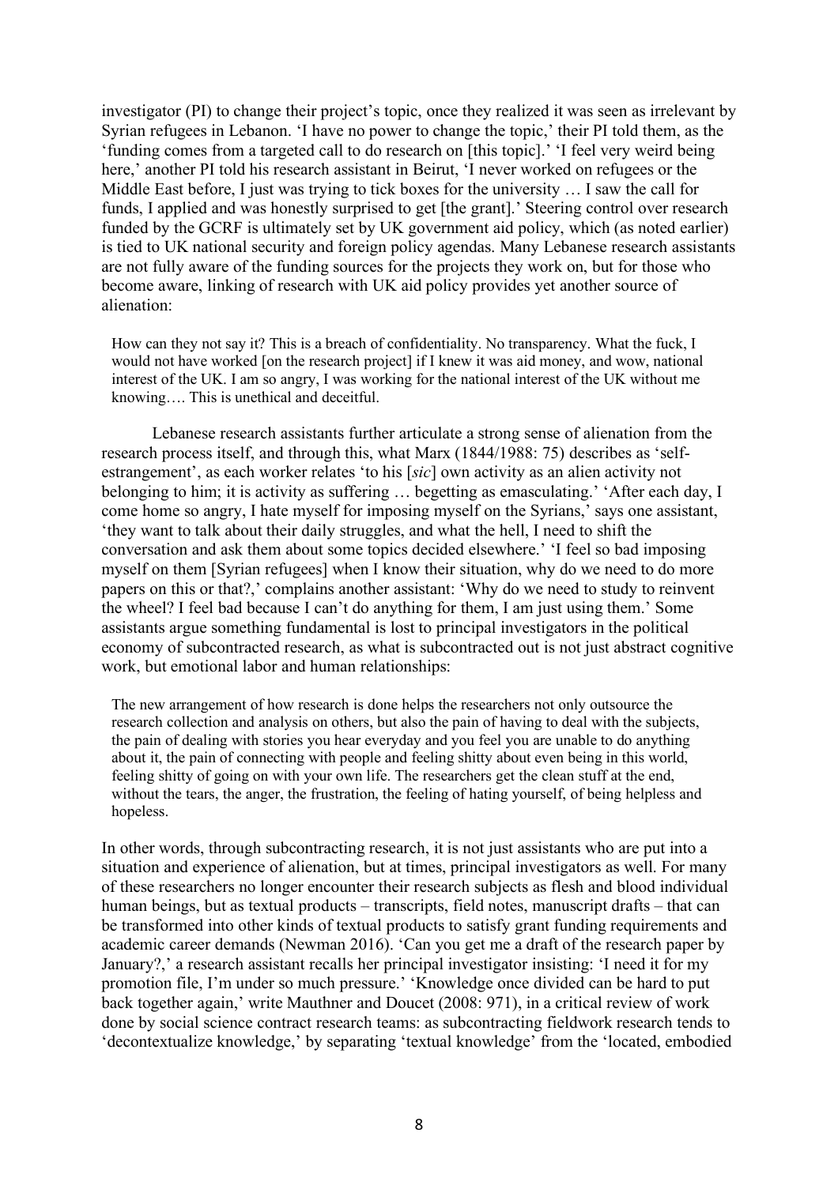investigator (PI) to change their project's topic, once they realized it was seen as irrelevant by Syrian refugees in Lebanon. 'I have no power to change the topic,' their PI told them, as the 'funding comes from a targeted call to do research on [this topic].' 'I feel very weird being here,' another PI told his research assistant in Beirut, 'I never worked on refugees or the Middle East before, I just was trying to tick boxes for the university … I saw the call for funds, I applied and was honestly surprised to get [the grant].' Steering control over research funded by the GCRF is ultimately set by UK government aid policy, which (as noted earlier) is tied to UK national security and foreign policy agendas. Many Lebanese research assistants are not fully aware of the funding sources for the projects they work on, but for those who become aware, linking of research with UK aid policy provides yet another source of alienation:

> How can they not say it? This is a breach of confidentiality. No transparency. What the fuck, I would not have worked [on the research project] if I knew it was aid money, and wow, national interest of the UK. I am so angry, I was working for the national interest of the UK without me knowing…. This is unethical and deceitful.

Lebanese research assistants further articulate a strong sense of alienation from the research process itself, and through this, what Marx (1844/1988: 75) describes as 'self-estrangement', as each worker relates 'to his [*sic*] own activity as an alien activity not belonging to him; it is activity as suffering … begetting as emasculating.' 'After each day, I come home so angry, I hate myself for imposing myself on the Syrians,' says one assistant, 'they want to talk about their daily struggles, and what the hell, I need to shift the conversation and ask them about some topics decided elsewhere.' 'I feel so bad imposing myself on them [Syrian refugees] when I know their situation, why do we need to do more papers on this or that?,' complains another assistant: 'Why do we need to study to reinvent the wheel? I feel bad because I can't do anything for them, I am just using them.' Some assistants argue something fundamental is lost to principal investigators in the political economy of subcontracted research, as what is subcontracted out is not just abstract cognitive work, but emotional labor and human relationships:

> The new arrangement of how research is done helps the researchers not only outsource the research collection and analysis on others, but also the pain of having to deal with the subjects, the pain of dealing with stories you hear everyday and you feel you are unable to do anything about it, the pain of connecting with people and feeling shitty about even being in this world, feeling shitty of going on with your own life. The researchers get the clean stuff at the end, without the tears, the anger, the frustration, the feeling of hating yourself, of being helpless and hopeless.

In other words, through subcontracting research, it is not just assistants who are put into a situation and experience of alienation, but at times, principal investigators as well. For many of these researchers no longer encounter their research subjects as flesh and blood individual human beings, but as textual products – transcripts, field notes, manuscript drafts – that can be transformed into other kinds of textual products to satisfy grant funding requirements and academic career demands (Newman 2016). 'Can you get me a draft of the research paper by January?,' a research assistant recalls her principal investigator insisting: 'I need it for my promotion file, I'm under so much pressure.' 'Knowledge once divided can be hard to put back together again,' write Mauthner and Doucet (2008: 971), in a critical review of work done by social science contract research teams: as subcontracting fieldwork research tends to 'decontextualize knowledge,' by separating 'textual knowledge' from the 'located, embodied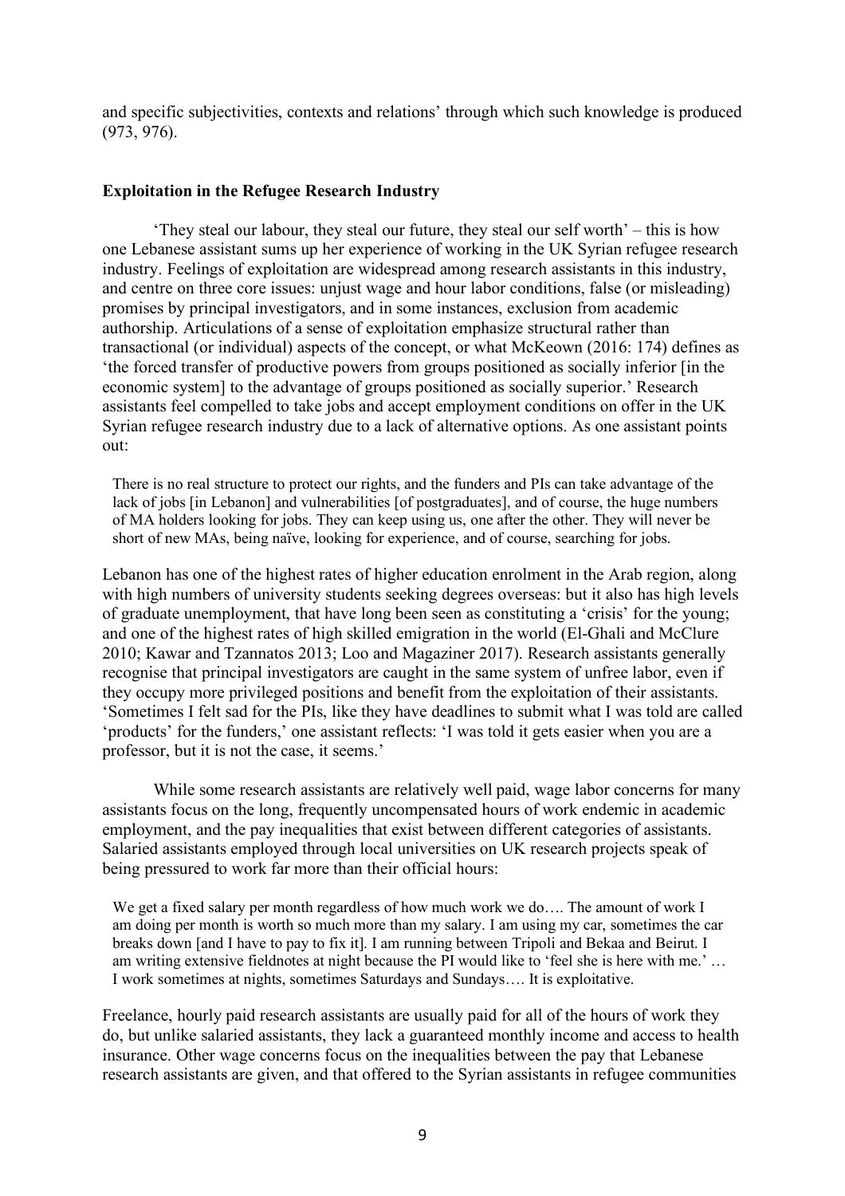and specific subjectivities, contexts and relations' through which such knowledge is produced (973, 976).

### Exploitation in the Refugee Research Industry

'They steal our labour, they steal our future, they steal our self worth' – this is how one Lebanese assistant sums up her experience of working in the UK Syrian refugee research industry. Feelings of exploitation are widespread among research assistants in this industry, and centre on three core issues: unjust wage and hour labor conditions, false (or misleading) promises by principal investigators, and in some instances, exclusion from academic authorship. Articulations of a sense of exploitation emphasize structural rather than transactional (or individual) aspects of the concept, or what McKeown (2016: 174) defines as 'the forced transfer of productive powers from groups positioned as socially inferior [in the economic system] to the advantage of groups positioned as socially superior.' Research assistants feel compelled to take jobs and accept employment conditions on offer in the UK Syrian refugee research industry due to a lack of alternative options. As one assistant points out:

> There is no real structure to protect our rights, and the funders and PIs can take advantage of the lack of jobs [in Lebanon] and vulnerabilities [of postgraduates], and of course, the huge numbers of MA holders looking for jobs. They can keep using us, one after the other. They will never be short of new MAs, being naïve, looking for experience, and of course, searching for jobs.

Lebanon has one of the highest rates of higher education enrolment in the Arab region, along with high numbers of university students seeking degrees overseas: but it also has high levels of graduate unemployment, that have long been seen as constituting a 'crisis' for the young; and one of the highest rates of high skilled emigration in the world (El-Ghali and McClure 2010; Kawar and Tzannatos 2013; Loo and Magaziner 2017). Research assistants generally recognise that principal investigators are caught in the same system of unfree labor, even if they occupy more privileged positions and benefit from the exploitation of their assistants. 'Sometimes I felt sad for the PIs, like they have deadlines to submit what I was told are called 'products' for the funders,' one assistant reflects: 'I was told it gets easier when you are a professor, but it is not the case, it seems.'

While some research assistants are relatively well paid, wage labor concerns for many assistants focus on the long, frequently uncompensated hours of work endemic in academic employment, and the pay inequalities that exist between different categories of assistants. Salaried assistants employed through local universities on UK research projects speak of being pressured to work far more than their official hours:

> We get a fixed salary per month regardless of how much work we do…. The amount of work I am doing per month is worth so much more than my salary. I am using my car, sometimes the car breaks down [and I have to pay to fix it]. I am running between Tripoli and Bekaa and Beirut. I am writing extensive fieldnotes at night because the PI would like to 'feel she is here with me.' … I work sometimes at nights, sometimes Saturdays and Sundays…. It is exploitative.

Freelance, hourly paid research assistants are usually paid for all of the hours of work they do, but unlike salaried assistants, they lack a guaranteed monthly income and access to health insurance. Other wage concerns focus on the inequalities between the pay that Lebanese research assistants are given, and that offered to the Syrian assistants in refugee communities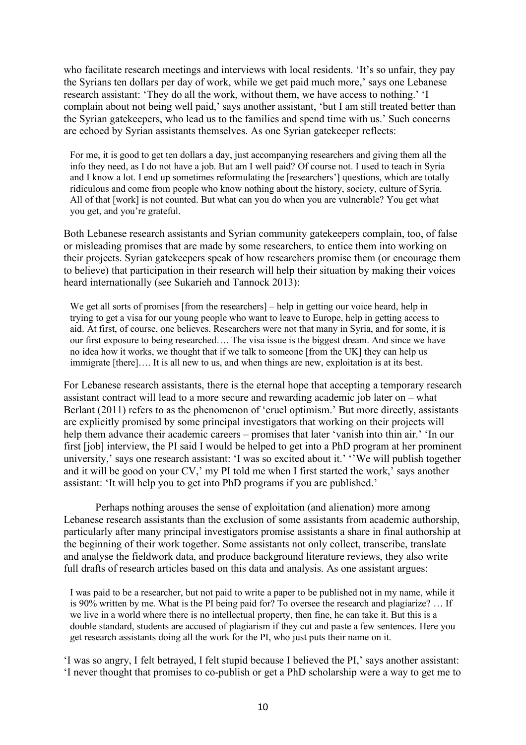who facilitate research meetings and interviews with local residents. 'It's so unfair, they pay the Syrians ten dollars per day of work, while we get paid much more,' says one Lebanese research assistant: 'They do all the work, without them, we have access to nothing.' 'I complain about not being well paid,' says another assistant, 'but I am still treated better than the Syrian gatekeepers, who lead us to the families and spend time with us.' Such concerns are echoed by Syrian assistants themselves. As one Syrian gatekeeper reflects:

> For me, it is good to get ten dollars a day, just accompanying researchers and giving them all the info they need, as I do not have a job. But am I well paid? Of course not. I used to teach in Syria and I know a lot. I end up sometimes reformulating the [researchers'] questions, which are totally ridiculous and come from people who know nothing about the history, society, culture of Syria. All of that [work] is not counted. But what can you do when you are vulnerable? You get what you get, and you're grateful.

Both Lebanese research assistants and Syrian community gatekeepers complain, too, of false or misleading promises that are made by some researchers, to entice them into working on their projects. Syrian gatekeepers speak of how researchers promise them (or encourage them to believe) that participation in their research will help their situation by making their voices heard internationally (see Sukarieh and Tannock 2013):

> We get all sorts of promises [from the researchers] – help in getting our voice heard, help in trying to get a visa for our young people who want to leave to Europe, help in getting access to aid. At first, of course, one believes. Researchers were not that many in Syria, and for some, it is our first exposure to being researched…. The visa issue is the biggest dream. And since we have no idea how it works, we thought that if we talk to someone [from the UK] they can help us immigrate [there]…. It is all new to us, and when things are new, exploitation is at its best.

For Lebanese research assistants, there is the eternal hope that accepting a temporary research assistant contract will lead to a more secure and rewarding academic job later on – what Berlant (2011) refers to as the phenomenon of 'cruel optimism.' But more directly, assistants are explicitly promised by some principal investigators that working on their projects will help them advance their academic careers – promises that later 'vanish into thin air.' 'In our first [job] interview, the PI said I would be helped to get into a PhD program at her prominent university,' says one research assistant: 'I was so excited about it.' ''We will publish together and it will be good on your CV,' my PI told me when I first started the work,' says another assistant: 'It will help you to get into PhD programs if you are published.'

Perhaps nothing arouses the sense of exploitation (and alienation) more among Lebanese research assistants than the exclusion of some assistants from academic authorship, particularly after many principal investigators promise assistants a share in final authorship at the beginning of their work together. Some assistants not only collect, transcribe, translate and analyse the fieldwork data, and produce background literature reviews, they also write full drafts of research articles based on this data and analysis. As one assistant argues:

> I was paid to be a researcher, but not paid to write a paper to be published not in my name, while it is 90% written by me. What is the PI being paid for? To oversee the research and plagiarize? … If we live in a world where there is no intellectual property, then fine, he can take it. But this is a double standard, students are accused of plagiarism if they cut and paste a few sentences. Here you get research assistants doing all the work for the PI, who just puts their name on it.

'I was so angry, I felt betrayed, I felt stupid because I believed the PI,' says another assistant: 'I never thought that promises to co-publish or get a PhD scholarship were a way to get me to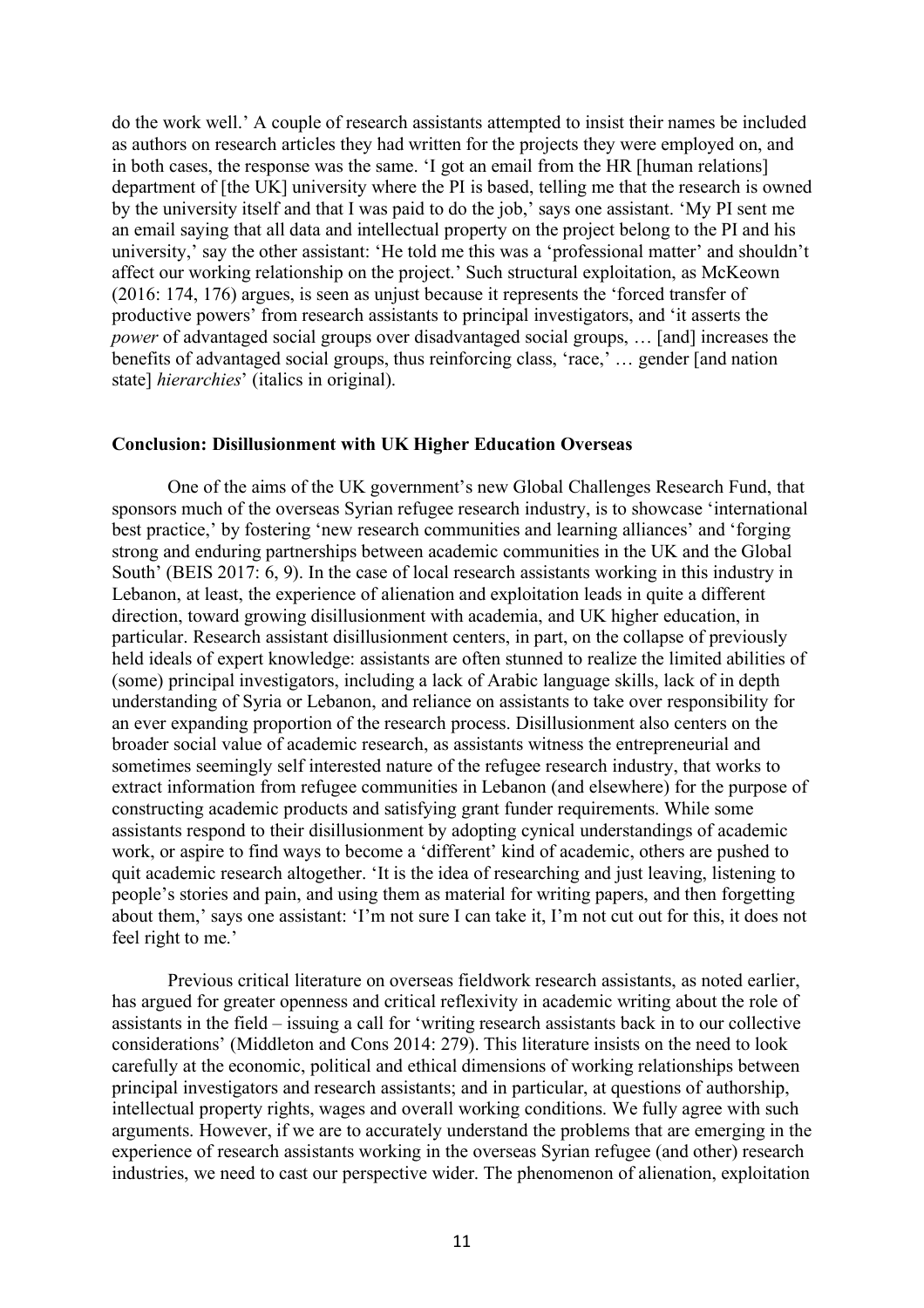do the work well.' A couple of research assistants attempted to insist their names be included as authors on research articles they had written for the projects they were employed on, and in both cases, the response was the same. 'I got an email from the HR [human relations] department of [the UK] university where the PI is based, telling me that the research is owned by the university itself and that I was paid to do the job,' says one assistant. 'My PI sent me an email saying that all data and intellectual property on the project belong to the PI and his university,' say the other assistant: 'He told me this was a 'professional matter' and shouldn't affect our working relationship on the project.' Such structural exploitation, as McKeown (2016: 174, 176) argues, is seen as unjust because it represents the 'forced transfer of productive powers' from research assistants to principal investigators, and 'it asserts the *power* of advantaged social groups over disadvantaged social groups, … [and] increases the benefits of advantaged social groups, thus reinforcing class, 'race,' … gender [and nation state] *hierarchies*' (italics in original).

**Conclusion: Disillusionment with UK Higher Education Overseas**

One of the aims of the UK government's new Global Challenges Research Fund, that sponsors much of the overseas Syrian refugee research industry, is to showcase 'international best practice,' by fostering 'new research communities and learning alliances' and 'forging strong and enduring partnerships between academic communities in the UK and the Global South' (BEIS 2017: 6, 9). In the case of local research assistants working in this industry in Lebanon, at least, the experience of alienation and exploitation leads in quite a different direction, toward growing disillusionment with academia, and UK higher education, in particular. Research assistant disillusionment centers, in part, on the collapse of previously held ideals of expert knowledge: assistants are often stunned to realize the limited abilities of (some) principal investigators, including a lack of Arabic language skills, lack of in depth understanding of Syria or Lebanon, and reliance on assistants to take over responsibility for an ever expanding proportion of the research process. Disillusionment also centers on the broader social value of academic research, as assistants witness the entrepreneurial and sometimes seemingly self interested nature of the refugee research industry, that works to extract information from refugee communities in Lebanon (and elsewhere) for the purpose of constructing academic products and satisfying grant funder requirements. While some assistants respond to their disillusionment by adopting cynical understandings of academic work, or aspire to find ways to become a 'different' kind of academic, others are pushed to quit academic research altogether. 'It is the idea of researching and just leaving, listening to people's stories and pain, and using them as material for writing papers, and then forgetting about them,' says one assistant: 'I'm not sure I can take it, I'm not cut out for this, it does not feel right to me.'

Previous critical literature on overseas fieldwork research assistants, as noted earlier, has argued for greater openness and critical reflexivity in academic writing about the role of assistants in the field – issuing a call for 'writing research assistants back in to our collective considerations' (Middleton and Cons 2014: 279). This literature insists on the need to look carefully at the economic, political and ethical dimensions of working relationships between principal investigators and research assistants; and in particular, at questions of authorship, intellectual property rights, wages and overall working conditions. We fully agree with such arguments. However, if we are to accurately understand the problems that are emerging in the experience of research assistants working in the overseas Syrian refugee (and other) research industries, we need to cast our perspective wider. The phenomenon of alienation, exploitation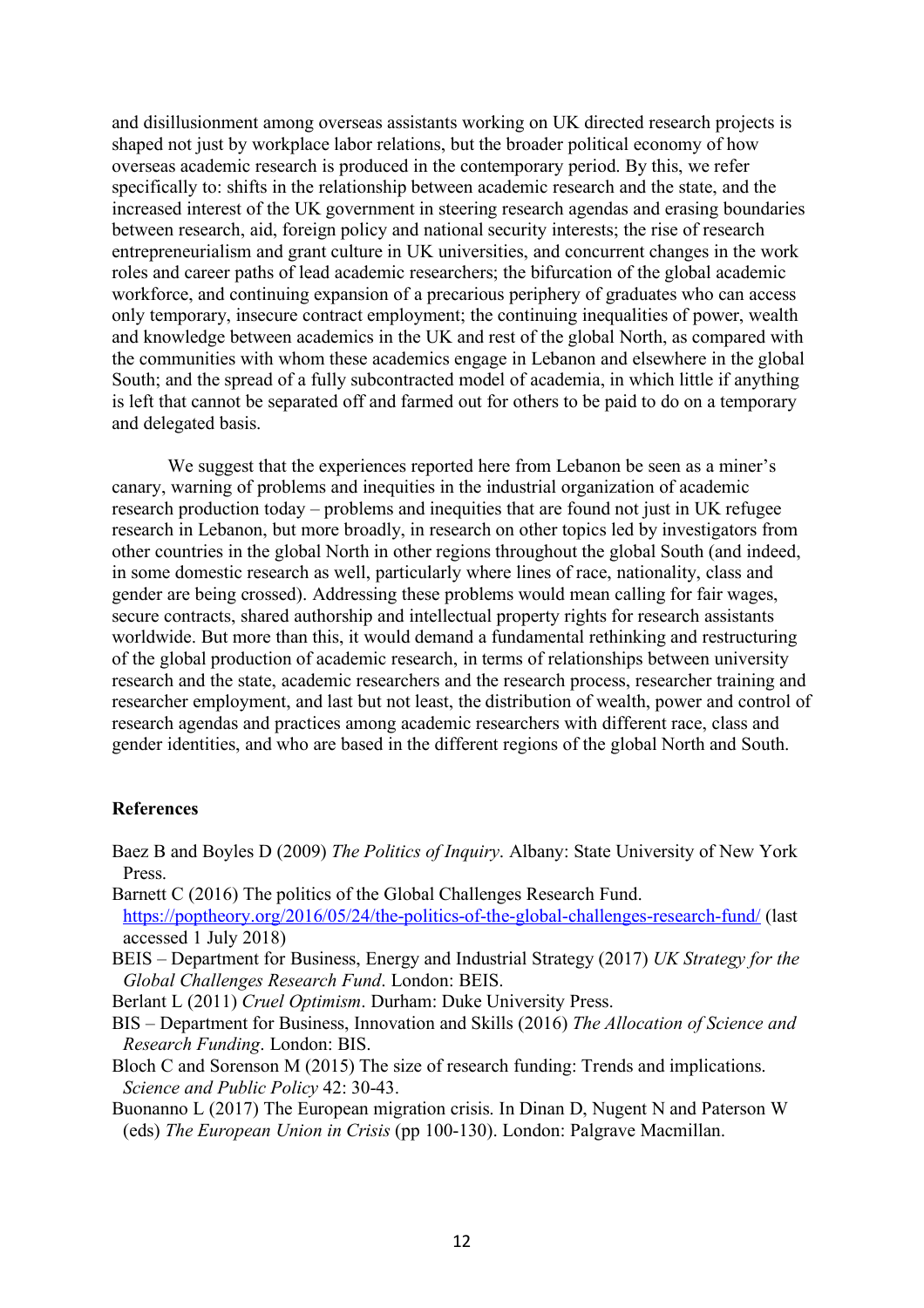and disillusionment among overseas assistants working on UK directed research projects is shaped not just by workplace labor relations, but the broader political economy of how overseas academic research is produced in the contemporary period. By this, we refer specifically to: shifts in the relationship between academic research and the state, and the increased interest of the UK government in steering research agendas and erasing boundaries between research, aid, foreign policy and national security interests; the rise of research entrepreneurialism and grant culture in UK universities, and concurrent changes in the work roles and career paths of lead academic researchers; the bifurcation of the global academic workforce, and continuing expansion of a precarious periphery of graduates who can access only temporary, insecure contract employment; the continuing inequalities of power, wealth and knowledge between academics in the UK and rest of the global North, as compared with the communities with whom these academics engage in Lebanon and elsewhere in the global South; and the spread of a fully subcontracted model of academia, in which little if anything is left that cannot be separated off and farmed out for others to be paid to do on a temporary and delegated basis.

We suggest that the experiences reported here from Lebanon be seen as a miner's canary, warning of problems and inequities in the industrial organization of academic research production today – problems and inequities that are found not just in UK refugee research in Lebanon, but more broadly, in research on other topics led by investigators from other countries in the global North in other regions throughout the global South (and indeed, in some domestic research as well, particularly where lines of race, nationality, class and gender are being crossed). Addressing these problems would mean calling for fair wages, secure contracts, shared authorship and intellectual property rights for research assistants worldwide. But more than this, it would demand a fundamental rethinking and restructuring of the global production of academic research, in terms of relationships between university research and the state, academic researchers and the research process, researcher training and researcher employment, and last but not least, the distribution of wealth, power and control of research agendas and practices among academic researchers with different race, class and gender identities, and who are based in the different regions of the global North and South.

## References

Baez B and Boyles D (2009) *The Politics of Inquiry*. Albany: State University of New York Press.

Barnett C (2016) The politics of the Global Challenges Research Fund. https://poptheory.org/2016/05/24/the-politics-of-the-global-challenges-research-fund/ (last accessed 1 July 2018)

BEIS – Department for Business, Energy and Industrial Strategy (2017) *UK Strategy for the Global Challenges Research Fund*. London: BEIS.

Berlant L (2011) *Cruel Optimism*. Durham: Duke University Press.

BIS – Department for Business, Innovation and Skills (2016) *The Allocation of Science and Research Funding*. London: BIS.

Bloch C and Sorenson M (2015) The size of research funding: Trends and implications. *Science and Public Policy* 42: 30-43.

Buonanno L (2017) The European migration crisis. In Dinan D, Nugent N and Paterson W (eds) *The European Union in Crisis* (pp 100-130). London: Palgrave Macmillan.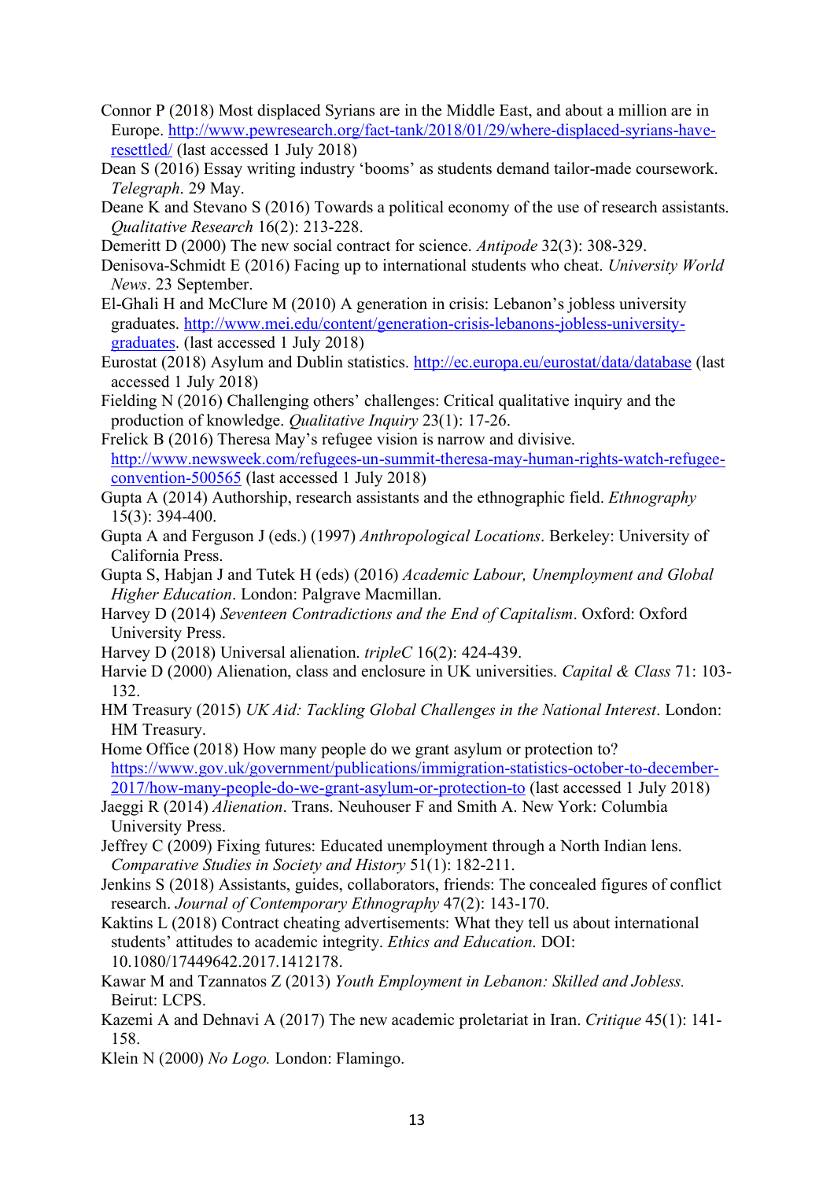Connor P (2018) Most displaced Syrians are in the Middle East, and about a million are in Europe. http://www.pewresearch.org/fact-tank/2018/01/29/where-displaced-syrians-have-resettled/ (last accessed 1 July 2018)

Dean S (2016) Essay writing industry 'booms' as students demand tailor-made coursework. *Telegraph*. 29 May.

Deane K and Stevano S (2016) Towards a political economy of the use of research assistants. *Qualitative Research* 16(2): 213-228.

Demeritt D (2000) The new social contract for science. *Antipode* 32(3): 308-329.

Denisova-Schmidt E (2016) Facing up to international students who cheat. *University World News*. 23 September.

El-Ghali H and McClure M (2010) A generation in crisis: Lebanon's jobless university graduates. http://www.mei.edu/content/generation-crisis-lebanons-jobless-university-graduates. (last accessed 1 July 2018)

Eurostat (2018) Asylum and Dublin statistics. http://ec.europa.eu/eurostat/data/database (last accessed 1 July 2018)

Fielding N (2016) Challenging others' challenges: Critical qualitative inquiry and the production of knowledge. *Qualitative Inquiry* 23(1): 17-26.

Frelick B (2016) Theresa May's refugee vision is narrow and divisive. http://www.newsweek.com/refugees-un-summit-theresa-may-human-rights-watch-refugee-convention-500565 (last accessed 1 July 2018)

Gupta A (2014) Authorship, research assistants and the ethnographic field. *Ethnography* 15(3): 394-400.

Gupta A and Ferguson J (eds.) (1997) *Anthropological Locations*. Berkeley: University of California Press.

Gupta S, Habjan J and Tutek H (eds) (2016) *Academic Labour, Unemployment and Global Higher Education*. London: Palgrave Macmillan.

Harvey D (2014) *Seventeen Contradictions and the End of Capitalism*. Oxford: Oxford University Press.

Harvey D (2018) Universal alienation. *tripleC* 16(2): 424-439.

Harvie D (2000) Alienation, class and enclosure in UK universities. *Capital & Class* 71: 103-132.

HM Treasury (2015) *UK Aid: Tackling Global Challenges in the National Interest*. London: HM Treasury.

Home Office (2018) How many people do we grant asylum or protection to? https://www.gov.uk/government/publications/immigration-statistics-october-to-december-2017/how-many-people-do-we-grant-asylum-or-protection-to (last accessed 1 July 2018)

Jaeggi R (2014) *Alienation*. Trans. Neuhouser F and Smith A. New York: Columbia University Press.

Jeffrey C (2009) Fixing futures: Educated unemployment through a North Indian lens. *Comparative Studies in Society and History* 51(1): 182-211.

Jenkins S (2018) Assistants, guides, collaborators, friends: The concealed figures of conflict research. *Journal of Contemporary Ethnography* 47(2): 143-170.

Kaktins L (2018) Contract cheating advertisements: What they tell us about international students' attitudes to academic integrity. *Ethics and Education*. DOI: 10.1080/17449642.2017.1412178.

Kawar M and Tzannatos Z (2013) *Youth Employment in Lebanon: Skilled and Jobless.* Beirut: LCPS.

Kazemi A and Dehnavi A (2017) The new academic proletariat in Iran. *Critique* 45(1): 141-158.

Klein N (2000) *No Logo.* London: Flamingo.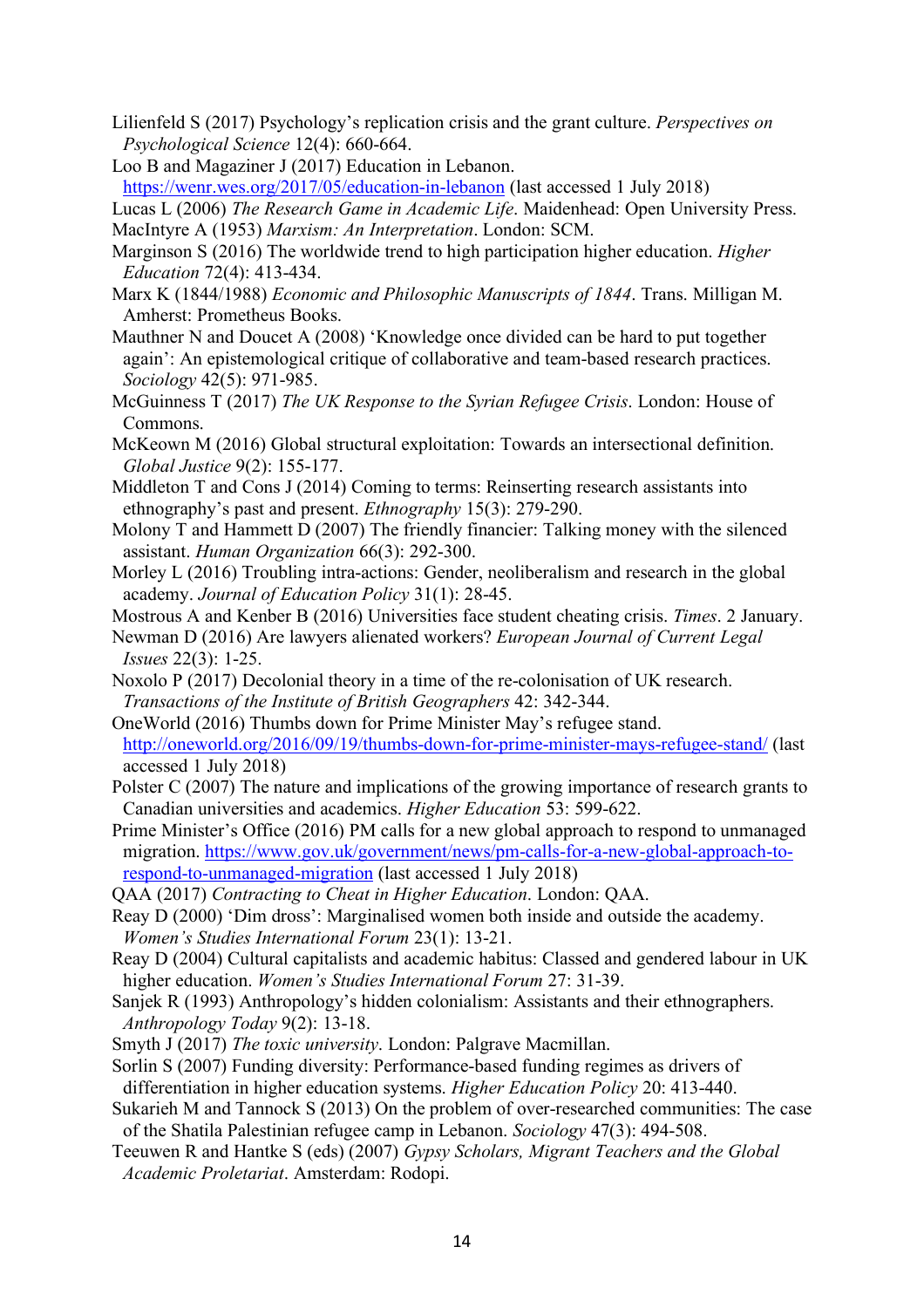Lilienfeld S (2017) Psychology's replication crisis and the grant culture. *Perspectives on Psychological Science* 12(4): 660-664.

Loo B and Magaziner J (2017) Education in Lebanon. https://wenr.wes.org/2017/05/education-in-lebanon (last accessed 1 July 2018)

Lucas L (2006) *The Research Game in Academic Life*. Maidenhead: Open University Press.

MacIntyre A (1953) *Marxism: An Interpretation*. London: SCM.

Marginson S (2016) The worldwide trend to high participation higher education. *Higher Education* 72(4): 413-434.

Marx K (1844/1988) *Economic and Philosophic Manuscripts of 1844*. Trans. Milligan M. Amherst: Prometheus Books.

Mauthner N and Doucet A (2008) 'Knowledge once divided can be hard to put together again': An epistemological critique of collaborative and team-based research practices. *Sociology* 42(5): 971-985.

McGuinness T (2017) *The UK Response to the Syrian Refugee Crisis*. London: House of Commons.

McKeown M (2016) Global structural exploitation: Towards an intersectional definition. *Global Justice* 9(2): 155-177.

Middleton T and Cons J (2014) Coming to terms: Reinserting research assistants into ethnography's past and present. *Ethnography* 15(3): 279-290.

Molony T and Hammett D (2007) The friendly financier: Talking money with the silenced assistant. *Human Organization* 66(3): 292-300.

Morley L (2016) Troubling intra-actions: Gender, neoliberalism and research in the global academy. *Journal of Education Policy* 31(1): 28-45.

Mostrous A and Kenber B (2016) Universities face student cheating crisis. *Times*. 2 January.

Newman D (2016) Are lawyers alienated workers? *European Journal of Current Legal Issues* 22(3): 1-25.

Noxolo P (2017) Decolonial theory in a time of the re-colonisation of UK research. *Transactions of the Institute of British Geographers* 42: 342-344.

OneWorld (2016) Thumbs down for Prime Minister May's refugee stand. http://oneworld.org/2016/09/19/thumbs-down-for-prime-minister-mays-refugee-stand/ (last accessed 1 July 2018)

Polster C (2007) The nature and implications of the growing importance of research grants to Canadian universities and academics. *Higher Education* 53: 599-622.

Prime Minister's Office (2016) PM calls for a new global approach to respond to unmanaged migration. https://www.gov.uk/government/news/pm-calls-for-a-new-global-approach-to-respond-to-unmanaged-migration (last accessed 1 July 2018)

QAA (2017) *Contracting to Cheat in Higher Education*. London: QAA.

Reay D (2000) 'Dim dross': Marginalised women both inside and outside the academy. *Women's Studies International Forum* 23(1): 13-21.

Reay D (2004) Cultural capitalists and academic habitus: Classed and gendered labour in UK higher education. *Women's Studies International Forum* 27: 31-39.

Sanjek R (1993) Anthropology's hidden colonialism: Assistants and their ethnographers. *Anthropology Today* 9(2): 13-18.

Smyth J (2017) *The toxic university*. London: Palgrave Macmillan.

Sorlin S (2007) Funding diversity: Performance-based funding regimes as drivers of differentiation in higher education systems. *Higher Education Policy* 20: 413-440.

Sukarieh M and Tannock S (2013) On the problem of over-researched communities: The case of the Shatila Palestinian refugee camp in Lebanon. *Sociology* 47(3): 494-508.

Teeuwen R and Hantke S (eds) (2007) *Gypsy Scholars, Migrant Teachers and the Global Academic Proletariat*. Amsterdam: Rodopi.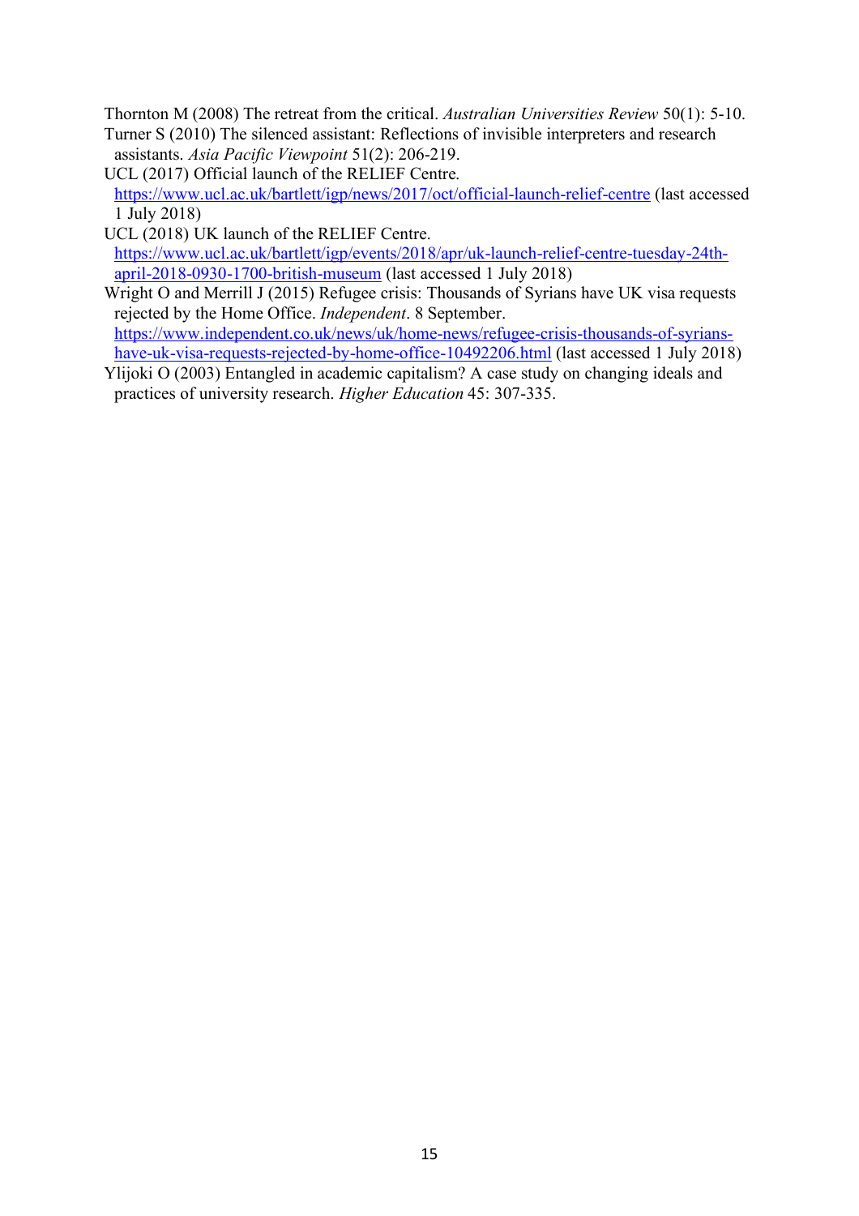Thornton M (2008) The retreat from the critical. *Australian Universities Review* 50(1): 5-10.

Turner S (2010) The silenced assistant: Reflections of invisible interpreters and research assistants. *Asia Pacific Viewpoint* 51(2): 206-219.

UCL (2017) Official launch of the RELIEF Centre. https://www.ucl.ac.uk/bartlett/igp/news/2017/oct/official-launch-relief-centre (last accessed 1 July 2018)

UCL (2018) UK launch of the RELIEF Centre. https://www.ucl.ac.uk/bartlett/igp/events/2018/apr/uk-launch-relief-centre-tuesday-24th-april-2018-0930-1700-british-museum (last accessed 1 July 2018)

Wright O and Merrill J (2015) Refugee crisis: Thousands of Syrians have UK visa requests rejected by the Home Office. *Independent*. 8 September. https://www.independent.co.uk/news/uk/home-news/refugee-crisis-thousands-of-syrians-have-uk-visa-requests-rejected-by-home-office-10492206.html (last accessed 1 July 2018)

Ylijoki O (2003) Entangled in academic capitalism? A case study on changing ideals and practices of university research. *Higher Education* 45: 307-335.